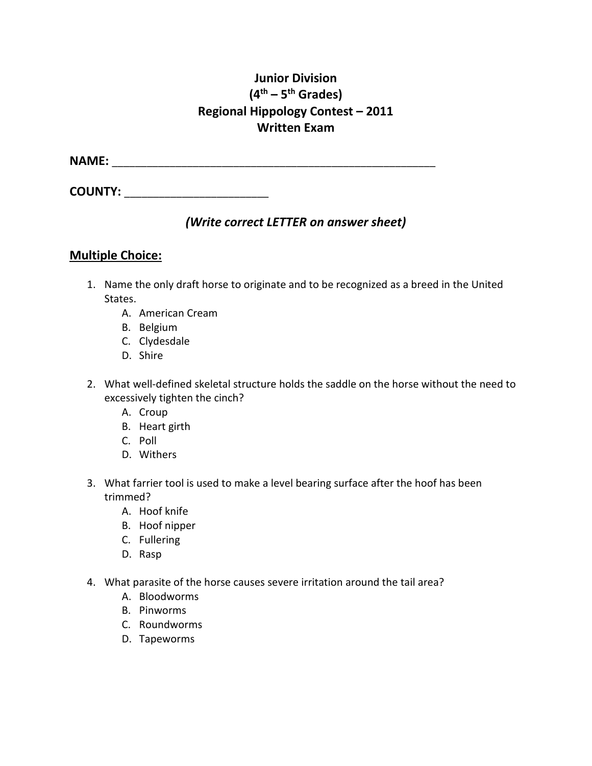# Junior Division
## (4th – 5th Grades)
## Regional Hippology Contest – 2011
## Written Exam

**NAME:** ____________________________________________________

**COUNTY:** _______________________

***(Write correct LETTER on answer sheet)***

## Multiple Choice:

1. Name the only draft horse to originate and to be recognized as a breed in the United States.
   A. American Cream
   B. Belgium
   C. Clydesdale
   D. Shire

2. What well-defined skeletal structure holds the saddle on the horse without the need to excessively tighten the cinch?
   A. Croup
   B. Heart girth
   C. Poll
   D. Withers

3. What farrier tool is used to make a level bearing surface after the hoof has been trimmed?
   A. Hoof knife
   B. Hoof nipper
   C. Fullering
   D. Rasp

4. What parasite of the horse causes severe irritation around the tail area?
   A. Bloodworms
   B. Pinworms
   C. Roundworms
   D. Tapeworms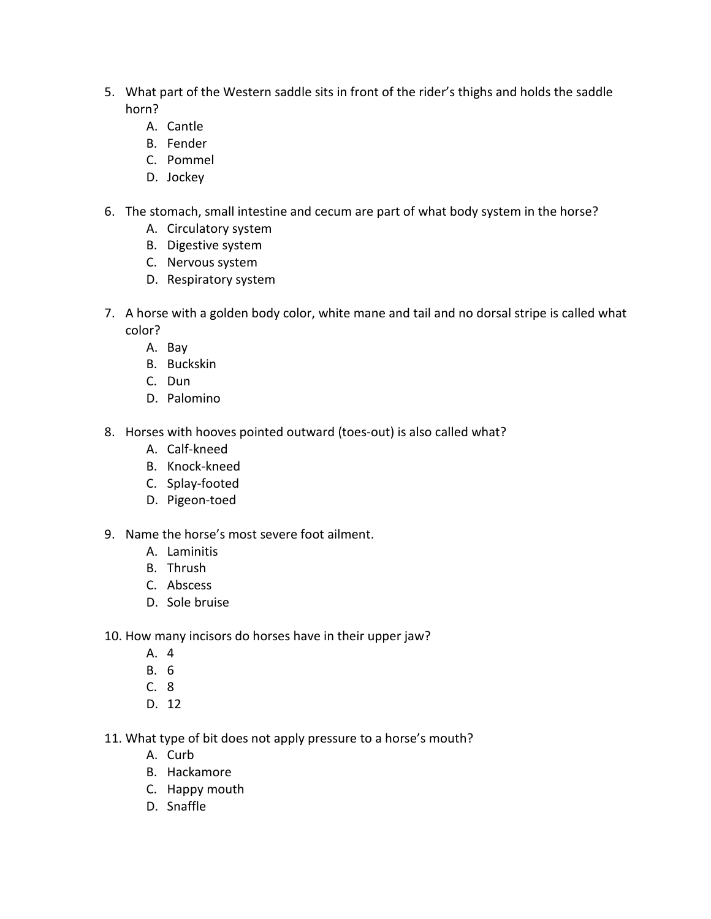5. What part of the Western saddle sits in front of the rider's thighs and holds the saddle horn?
   A. Cantle
   B. Fender
   C. Pommel
   D. Jockey

6. The stomach, small intestine and cecum are part of what body system in the horse?
   A. Circulatory system
   B. Digestive system
   C. Nervous system
   D. Respiratory system

7. A horse with a golden body color, white mane and tail and no dorsal stripe is called what color?
   A. Bay
   B. Buckskin
   C. Dun
   D. Palomino

8. Horses with hooves pointed outward (toes-out) is also called what?
   A. Calf-kneed
   B. Knock-kneed
   C. Splay-footed
   D. Pigeon-toed

9. Name the horse's most severe foot ailment.
   A. Laminitis
   B. Thrush
   C. Abscess
   D. Sole bruise

10. How many incisors do horses have in their upper jaw?
    A. 4
    B. 6
    C. 8
    D. 12

11. What type of bit does not apply pressure to a horse's mouth?
    A. Curb
    B. Hackamore
    C. Happy mouth
    D. Snaffle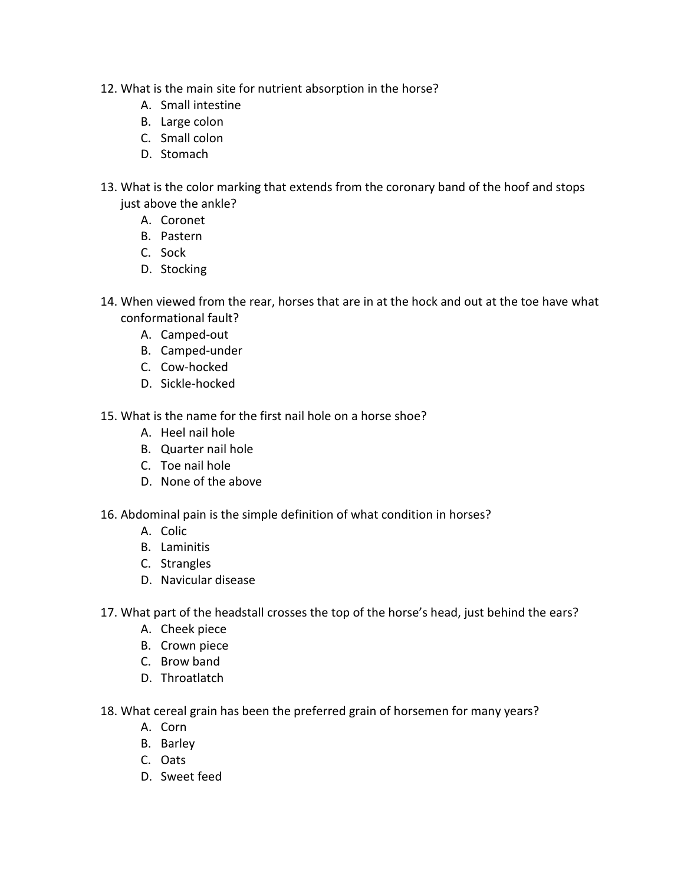12. What is the main site for nutrient absorption in the horse?
    A. Small intestine
    B. Large colon
    C. Small colon
    D. Stomach

13. What is the color marking that extends from the coronary band of the hoof and stops just above the ankle?
    A. Coronet
    B. Pastern
    C. Sock
    D. Stocking

14. When viewed from the rear, horses that are in at the hock and out at the toe have what conformational fault?
    A. Camped-out
    B. Camped-under
    C. Cow-hocked
    D. Sickle-hocked

15. What is the name for the first nail hole on a horse shoe?
    A. Heel nail hole
    B. Quarter nail hole
    C. Toe nail hole
    D. None of the above

16. Abdominal pain is the simple definition of what condition in horses?
    A. Colic
    B. Laminitis
    C. Strangles
    D. Navicular disease

17. What part of the headstall crosses the top of the horse's head, just behind the ears?
    A. Cheek piece
    B. Crown piece
    C. Brow band
    D. Throatlatch

18. What cereal grain has been the preferred grain of horsemen for many years?
    A. Corn
    B. Barley
    C. Oats
    D. Sweet feed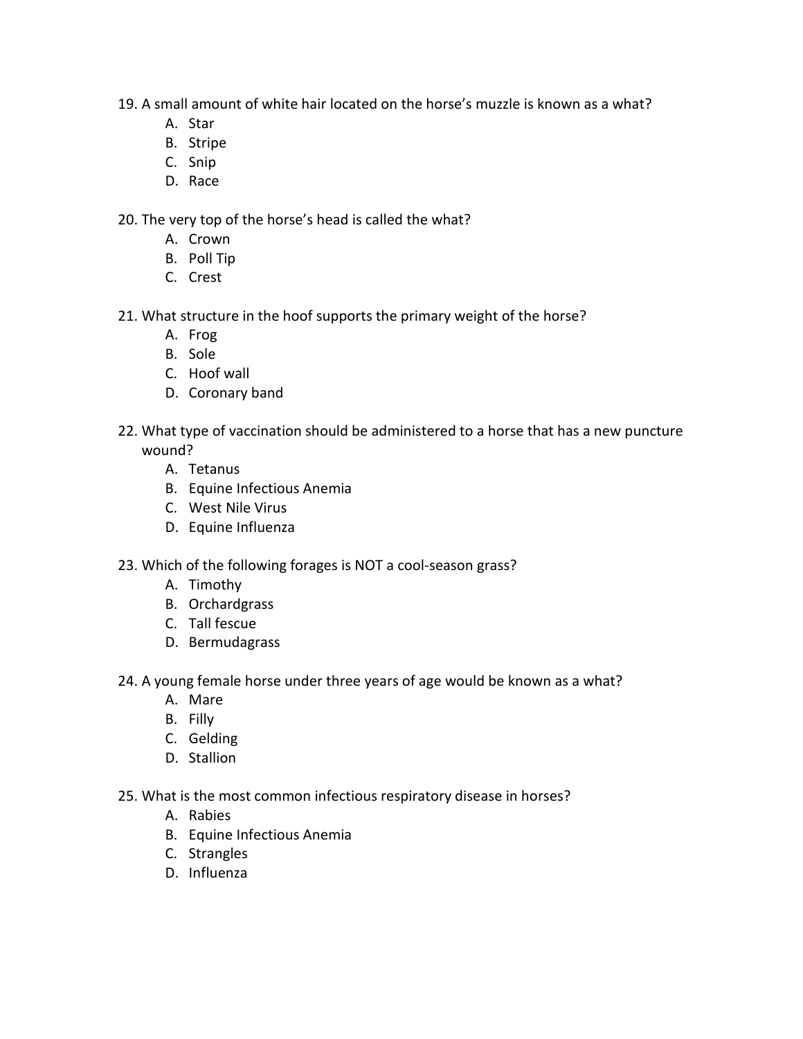19. A small amount of white hair located on the horse's muzzle is known as a what?
    A. Star
    B. Stripe
    C. Snip
    D. Race

20. The very top of the horse's head is called the what?
    A. Crown
    B. Poll Tip
    C. Crest

21. What structure in the hoof supports the primary weight of the horse?
    A. Frog
    B. Sole
    C. Hoof wall
    D. Coronary band

22. What type of vaccination should be administered to a horse that has a new puncture wound?
    A. Tetanus
    B. Equine Infectious Anemia
    C. West Nile Virus
    D. Equine Influenza

23. Which of the following forages is NOT a cool-season grass?
    A. Timothy
    B. Orchardgrass
    C. Tall fescue
    D. Bermudagrass

24. A young female horse under three years of age would be known as a what?
    A. Mare
    B. Filly
    C. Gelding
    D. Stallion

25. What is the most common infectious respiratory disease in horses?
    A. Rabies
    B. Equine Infectious Anemia
    C. Strangles
    D. Influenza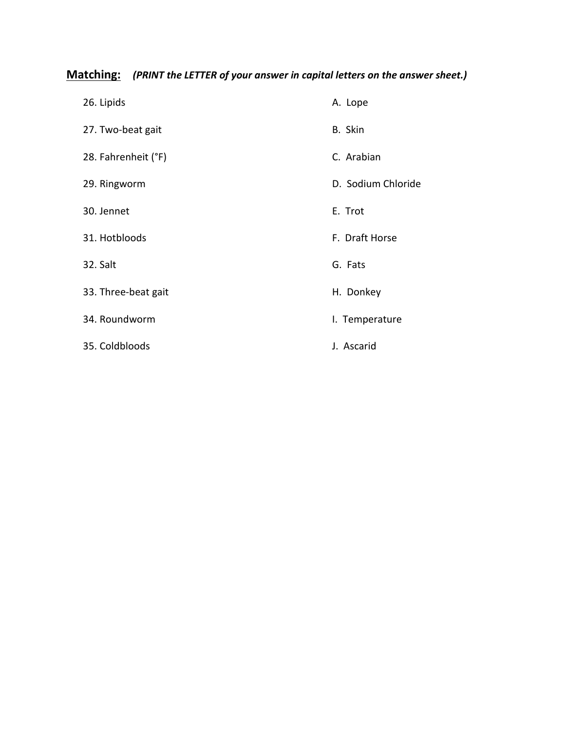**Matching:** ***(PRINT the LETTER of your answer in capital letters on the answer sheet.)***

| | |
|---|---|
| 26. Lipids | A. Lope |
| 27. Two-beat gait | B. Skin |
| 28. Fahrenheit (°F) | C. Arabian |
| 29. Ringworm | D. Sodium Chloride |
| 30. Jennet | E. Trot |
| 31. Hotbloods | F. Draft Horse |
| 32. Salt | G. Fats |
| 33. Three-beat gait | H. Donkey |
| 34. Roundworm | I. Temperature |
| 35. Coldbloods | J. Ascarid |